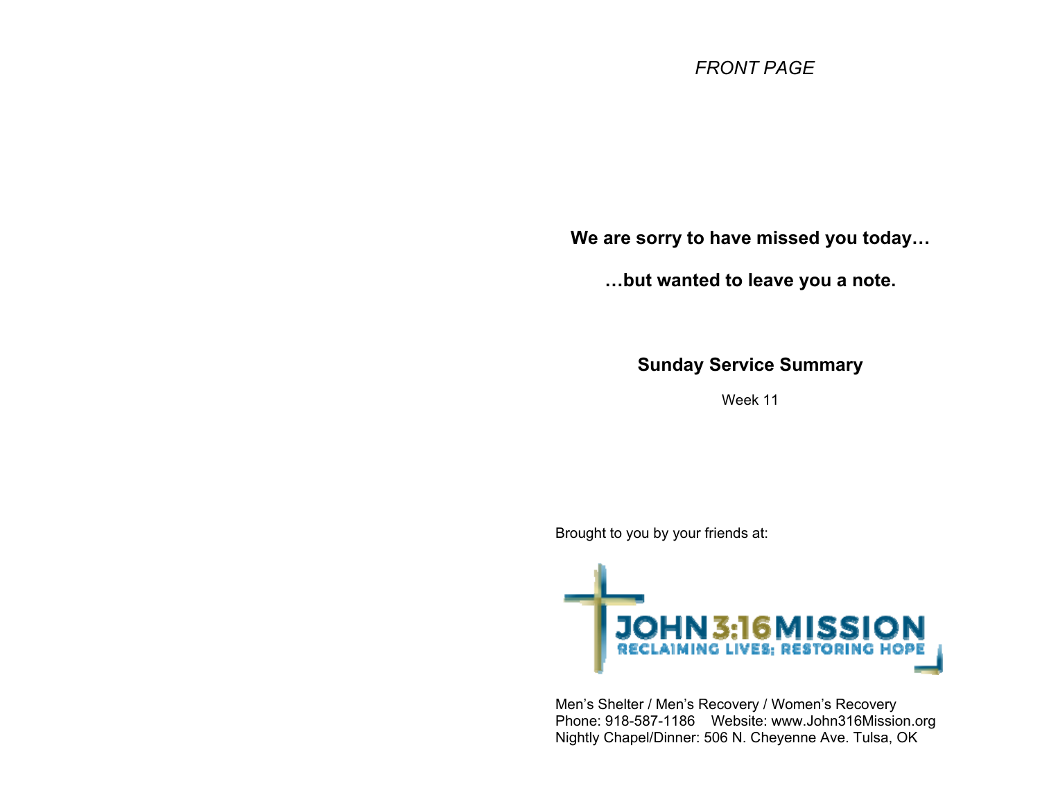*FRONT PAGE*

**We are sorry to have missed you today…**

**…but wanted to leave you a note.**

## Sunday Service Summary

Week 11

Brought to you by your friends at:

JOHN 3:16 MISSION
RECLAIMING LIVES; RESTORING HOPE

Men's Shelter / Men's Recovery / Women's Recovery
Phone: 918-587-1186    Website: www.John316Mission.org
Nightly Chapel/Dinner: 506 N. Cheyenne Ave. Tulsa, OK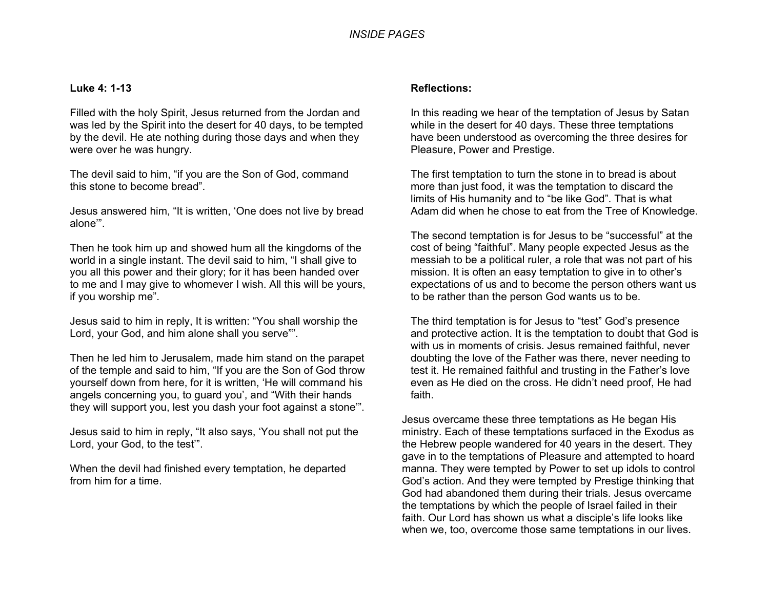*INSIDE PAGES*

**Luke 4: 1-13**

Filled with the holy Spirit, Jesus returned from the Jordan and was led by the Spirit into the desert for 40 days, to be tempted by the devil. He ate nothing during those days and when they were over he was hungry.

The devil said to him, "if you are the Son of God, command this stone to become bread".

Jesus answered him, "It is written, 'One does not live by bread alone'".

Then he took him up and showed hum all the kingdoms of the world in a single instant. The devil said to him, "I shall give to you all this power and their glory; for it has been handed over to me and I may give to whomever I wish. All this will be yours, if you worship me".

Jesus said to him in reply, It is written: "You shall worship the Lord, your God, and him alone shall you serve"".

Then he led him to Jerusalem, made him stand on the parapet of the temple and said to him, "If you are the Son of God throw yourself down from here, for it is written, 'He will command his angels concerning you, to guard you', and "With their hands they will support you, lest you dash your foot against a stone'".

Jesus said to him in reply, "It also says, 'You shall not put the Lord, your God, to the test'".

When the devil had finished every temptation, he departed from him for a time.

**Reflections:**

In this reading we hear of the temptation of Jesus by Satan while in the desert for 40 days. These three temptations have been understood as overcoming the three desires for Pleasure, Power and Prestige.

The first temptation to turn the stone in to bread is about more than just food, it was the temptation to discard the limits of His humanity and to "be like God". That is what Adam did when he chose to eat from the Tree of Knowledge.

The second temptation is for Jesus to be "successful" at the cost of being "faithful". Many people expected Jesus as the messiah to be a political ruler, a role that was not part of his mission. It is often an easy temptation to give in to other's expectations of us and to become the person others want us to be rather than the person God wants us to be.

The third temptation is for Jesus to "test" God's presence and protective action. It is the temptation to doubt that God is with us in moments of crisis. Jesus remained faithful, never doubting the love of the Father was there, never needing to test it. He remained faithful and trusting in the Father's love even as He died on the cross. He didn't need proof, He had faith.

Jesus overcame these three temptations as He began His ministry. Each of these temptations surfaced in the Exodus as the Hebrew people wandered for 40 years in the desert. They gave in to the temptations of Pleasure and attempted to hoard manna. They were tempted by Power to set up idols to control God's action. And they were tempted by Prestige thinking that God had abandoned them during their trials. Jesus overcame the temptations by which the people of Israel failed in their faith. Our Lord has shown us what a disciple's life looks like when we, too, overcome those same temptations in our lives.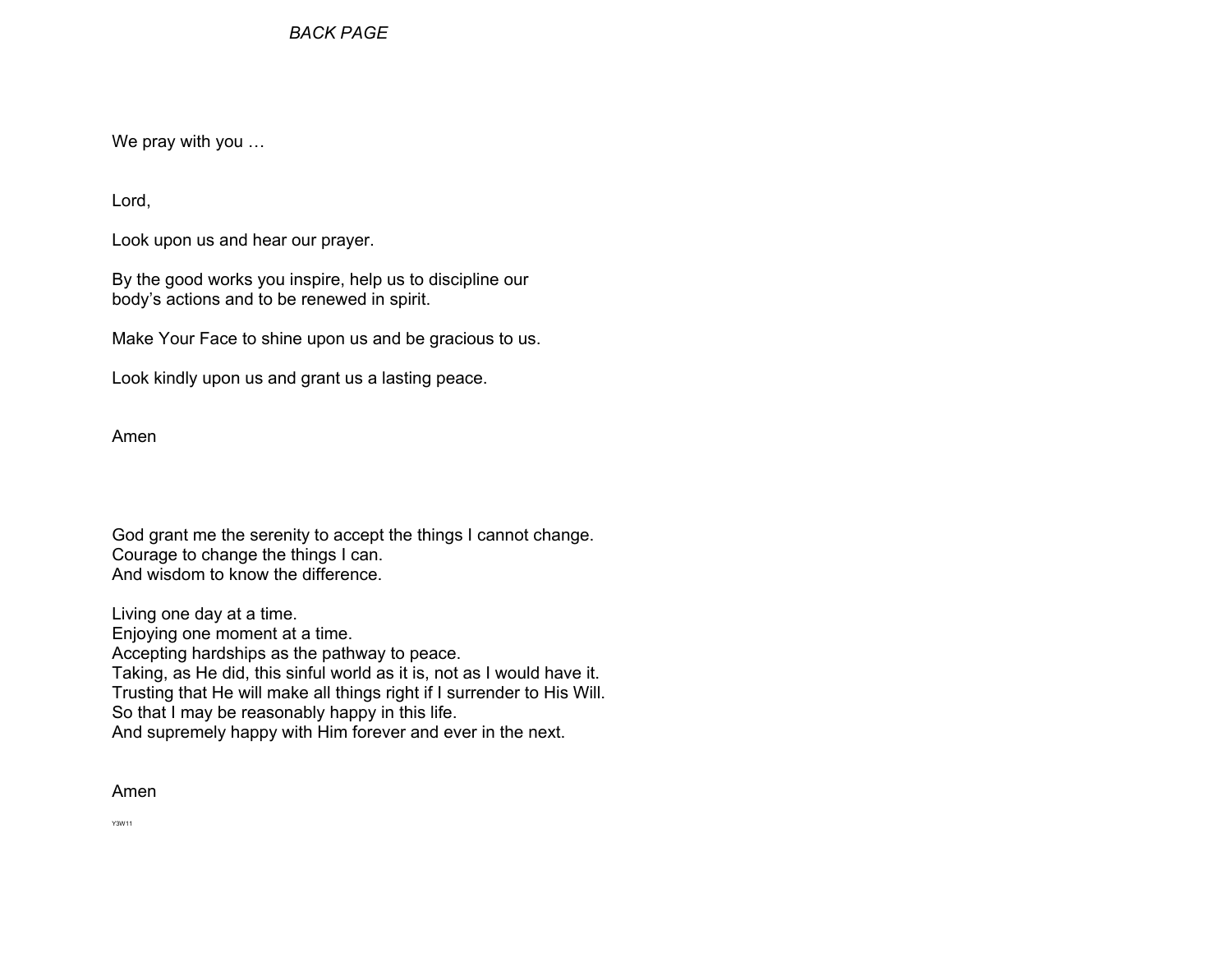*BACK PAGE*

We pray with you …

Lord,

Look upon us and hear our prayer.

By the good works you inspire, help us to discipline our body's actions and to be renewed in spirit.

Make Your Face to shine upon us and be gracious to us.

Look kindly upon us and grant us a lasting peace.

Amen

God grant me the serenity to accept the things I cannot change.  
Courage to change the things I can.  
And wisdom to know the difference.

Living one day at a time.  
Enjoying one moment at a time.  
Accepting hardships as the pathway to peace.  
Taking, as He did, this sinful world as it is, not as I would have it.  
Trusting that He will make all things right if I surrender to His Will.  
So that I may be reasonably happy in this life.  
And supremely happy with Him forever and ever in the next.

Amen

Y3W11